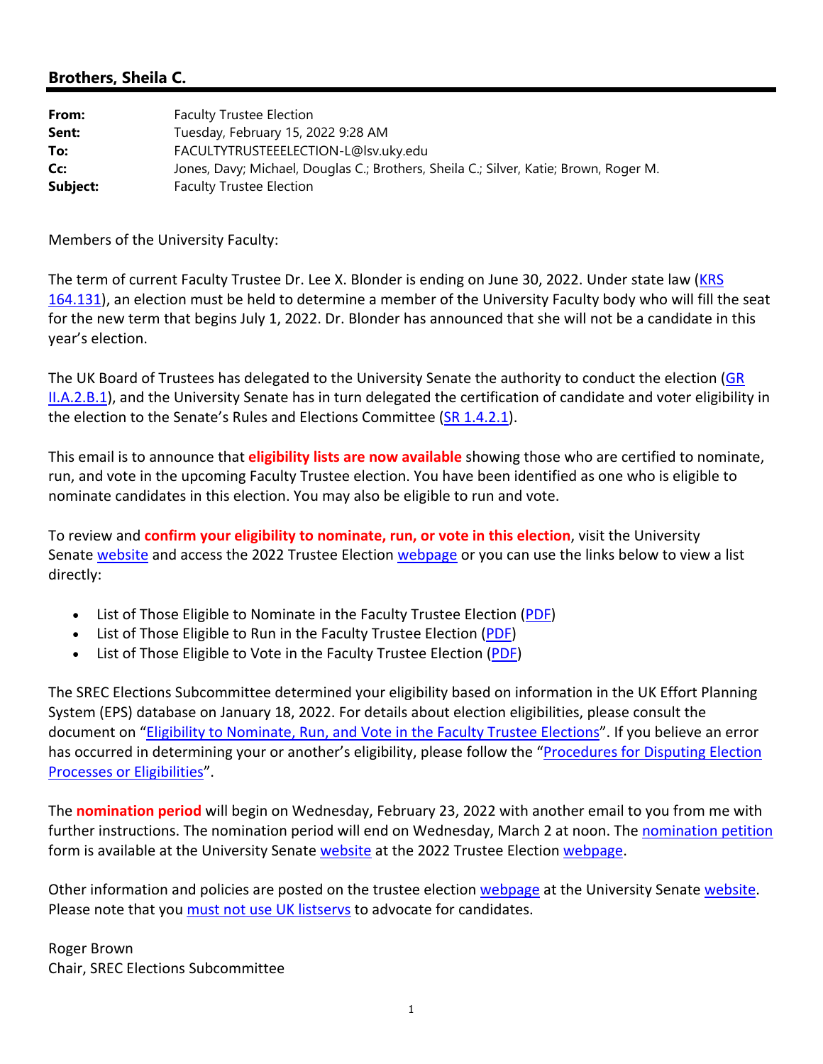## Brothers, Sheila C.

| | |
|---|---|
| **From:** | Faculty Trustee Election |
| **Sent:** | Tuesday, February 15, 2022 9:28 AM |
| **To:** | FACULTYTRUSTEEELECTION-L@lsv.uky.edu |
| **Cc:** | Jones, Davy; Michael, Douglas C.; Brothers, Sheila C.; Silver, Katie; Brown, Roger M. |
| **Subject:** | Faculty Trustee Election |

Members of the University Faculty:

The term of current Faculty Trustee Dr. Lee X. Blonder is ending on June 30, 2022. Under state law (KRS 164.131), an election must be held to determine a member of the University Faculty body who will fill the seat for the new term that begins July 1, 2022. Dr. Blonder has announced that she will not be a candidate in this year's election.

The UK Board of Trustees has delegated to the University Senate the authority to conduct the election (GR II.A.2.B.1), and the University Senate has in turn delegated the certification of candidate and voter eligibility in the election to the Senate's Rules and Elections Committee (SR 1.4.2.1).

This email is to announce that **eligibility lists are now available** showing those who are certified to nominate, run, and vote in the upcoming Faculty Trustee election. You have been identified as one who is eligible to nominate candidates in this election. You may also be eligible to run and vote.

To review and **confirm your eligibility to nominate, run, or vote in this election**, visit the University Senate website and access the 2022 Trustee Election webpage or you can use the links below to view a list directly:

- List of Those Eligible to Nominate in the Faculty Trustee Election (PDF)
- List of Those Eligible to Run in the Faculty Trustee Election (PDF)
- List of Those Eligible to Vote in the Faculty Trustee Election (PDF)

The SREC Elections Subcommittee determined your eligibility based on information in the UK Effort Planning System (EPS) database on January 18, 2022. For details about election eligibilities, please consult the document on "Eligibility to Nominate, Run, and Vote in the Faculty Trustee Elections". If you believe an error has occurred in determining your or another's eligibility, please follow the "Procedures for Disputing Election Processes or Eligibilities".

The **nomination period** will begin on Wednesday, February 23, 2022 with another email to you from me with further instructions. The nomination period will end on Wednesday, March 2 at noon. The nomination petition form is available at the University Senate website at the 2022 Trustee Election webpage.

Other information and policies are posted on the trustee election webpage at the University Senate website. Please note that you must not use UK listservs to advocate for candidates.

Roger Brown  
Chair, SREC Elections Subcommittee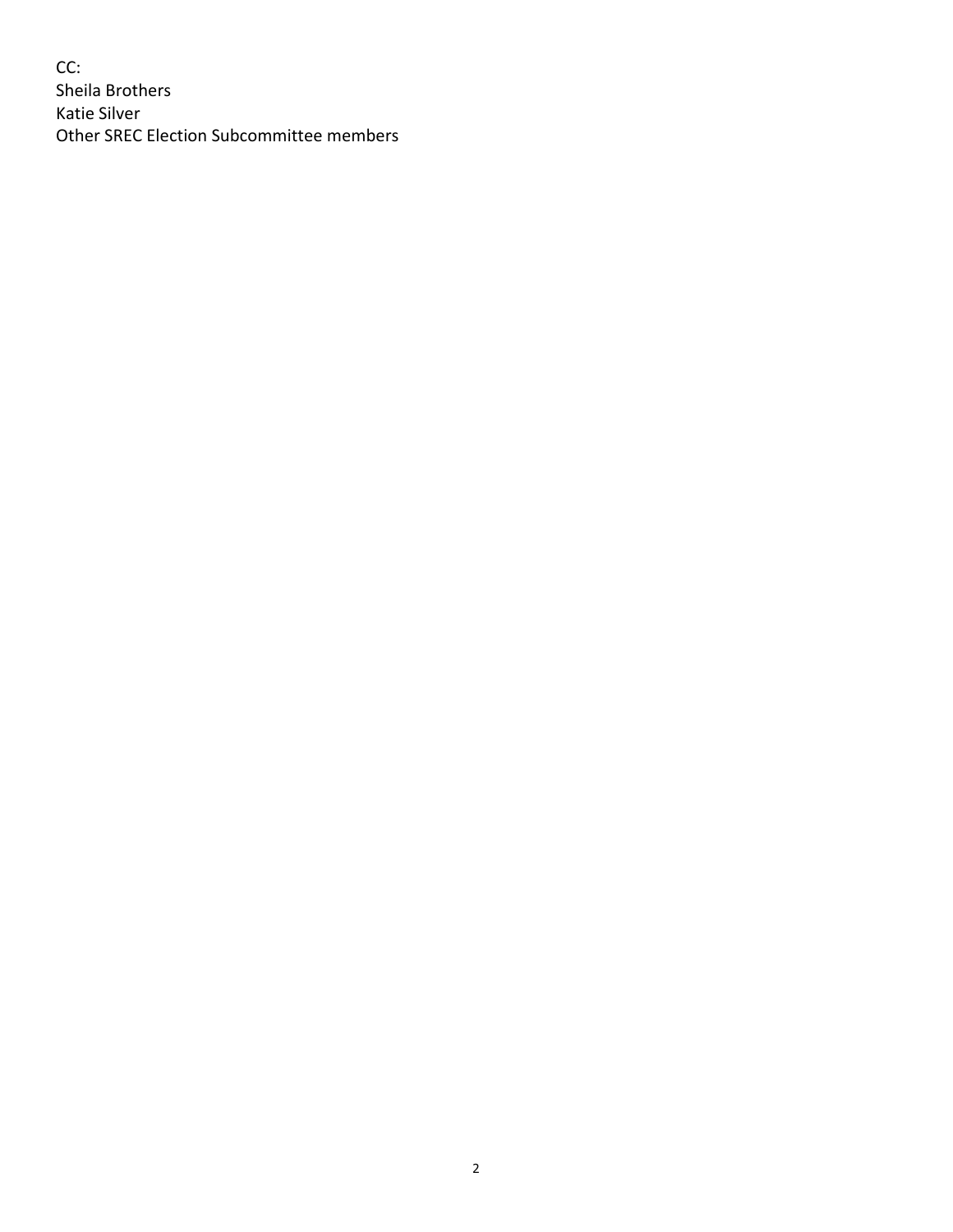CC:
Sheila Brothers
Katie Silver
Other SREC Election Subcommittee members